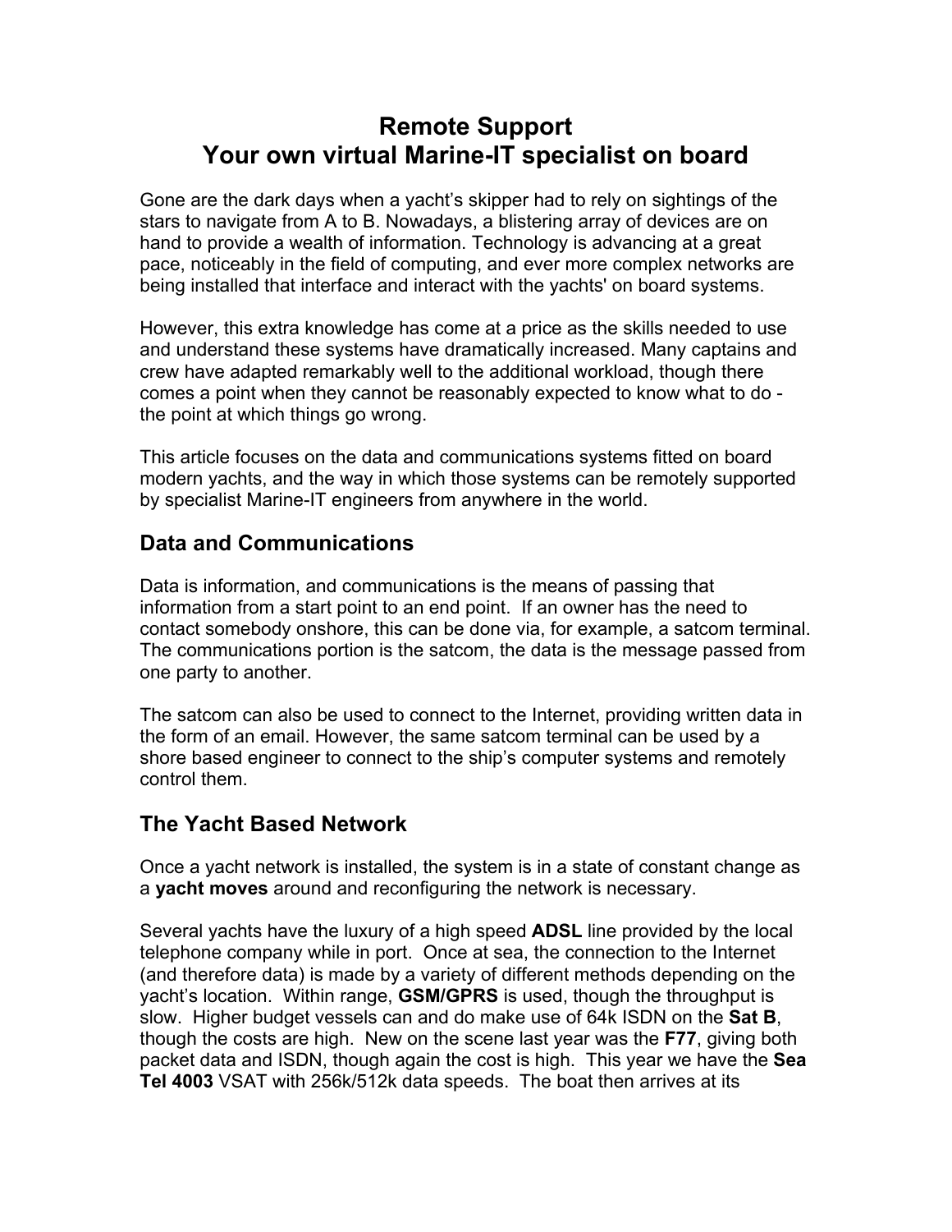# Remote Support
# Your own virtual Marine-IT specialist on board

Gone are the dark days when a yacht's skipper had to rely on sightings of the stars to navigate from A to B. Nowadays, a blistering array of devices are on hand to provide a wealth of information. Technology is advancing at a great pace, noticeably in the field of computing, and ever more complex networks are being installed that interface and interact with the yachts' on board systems.

However, this extra knowledge has come at a price as the skills needed to use and understand these systems have dramatically increased. Many captains and crew have adapted remarkably well to the additional workload, though there comes a point when they cannot be reasonably expected to know what to do - the point at which things go wrong.

This article focuses on the data and communications systems fitted on board modern yachts, and the way in which those systems can be remotely supported by specialist Marine-IT engineers from anywhere in the world.

## Data and Communications

Data is information, and communications is the means of passing that information from a start point to an end point. If an owner has the need to contact somebody onshore, this can be done via, for example, a satcom terminal. The communications portion is the satcom, the data is the message passed from one party to another.

The satcom can also be used to connect to the Internet, providing written data in the form of an email. However, the same satcom terminal can be used by a shore based engineer to connect to the ship's computer systems and remotely control them.

## The Yacht Based Network

Once a yacht network is installed, the system is in a state of constant change as a **yacht moves** around and reconfiguring the network is necessary.

Several yachts have the luxury of a high speed **ADSL** line provided by the local telephone company while in port. Once at sea, the connection to the Internet (and therefore data) is made by a variety of different methods depending on the yacht's location. Within range, **GSM/GPRS** is used, though the throughput is slow. Higher budget vessels can and do make use of 64k ISDN on the **Sat B**, though the costs are high. New on the scene last year was the **F77**, giving both packet data and ISDN, though again the cost is high. This year we have the **Sea Tel 4003** VSAT with 256k/512k data speeds. The boat then arrives at its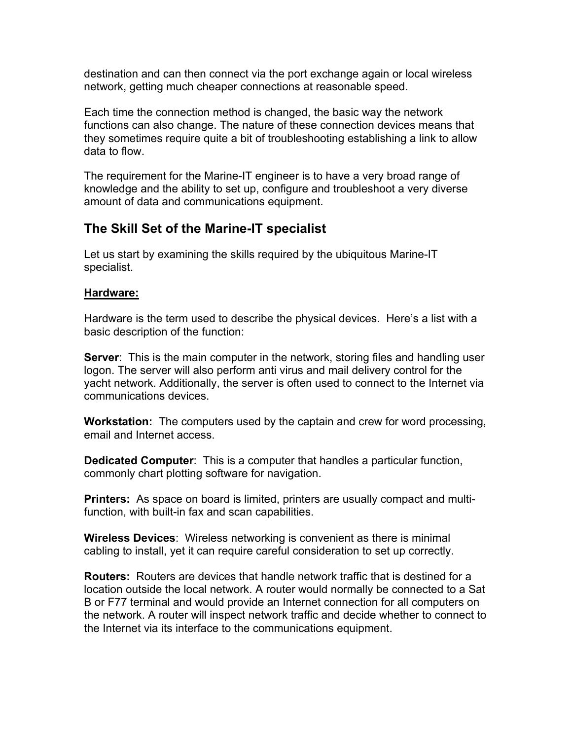destination and can then connect via the port exchange again or local wireless network, getting much cheaper connections at reasonable speed.

Each time the connection method is changed, the basic way the network functions can also change. The nature of these connection devices means that they sometimes require quite a bit of troubleshooting establishing a link to allow data to flow.

The requirement for the Marine-IT engineer is to have a very broad range of knowledge and the ability to set up, configure and troubleshoot a very diverse amount of data and communications equipment.

## The Skill Set of the Marine-IT specialist

Let us start by examining the skills required by the ubiquitous Marine-IT specialist.

### Hardware:

Hardware is the term used to describe the physical devices. Here's a list with a basic description of the function:

**Server**: This is the main computer in the network, storing files and handling user logon. The server will also perform anti virus and mail delivery control for the yacht network. Additionally, the server is often used to connect to the Internet via communications devices.

**Workstation:** The computers used by the captain and crew for word processing, email and Internet access.

**Dedicated Computer**: This is a computer that handles a particular function, commonly chart plotting software for navigation.

**Printers:** As space on board is limited, printers are usually compact and multi-function, with built-in fax and scan capabilities.

**Wireless Devices**: Wireless networking is convenient as there is minimal cabling to install, yet it can require careful consideration to set up correctly.

**Routers:** Routers are devices that handle network traffic that is destined for a location outside the local network. A router would normally be connected to a Sat B or F77 terminal and would provide an Internet connection for all computers on the network. A router will inspect network traffic and decide whether to connect to the Internet via its interface to the communications equipment.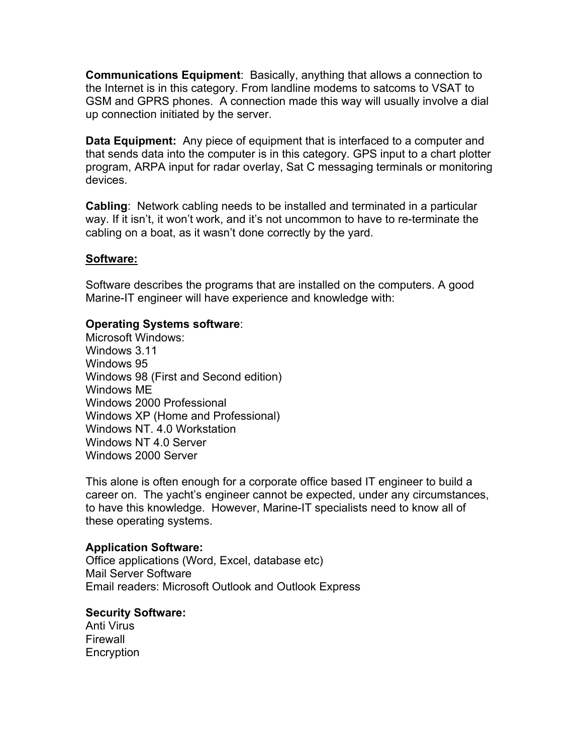**Communications Equipment**: Basically, anything that allows a connection to the Internet is in this category. From landline modems to satcoms to VSAT to GSM and GPRS phones. A connection made this way will usually involve a dial up connection initiated by the server.

**Data Equipment:** Any piece of equipment that is interfaced to a computer and that sends data into the computer is in this category. GPS input to a chart plotter program, ARPA input for radar overlay, Sat C messaging terminals or monitoring devices.

**Cabling**: Network cabling needs to be installed and terminated in a particular way. If it isn't, it won't work, and it's not uncommon to have to re-terminate the cabling on a boat, as it wasn't done correctly by the yard.

**<u>Software:</u>**

Software describes the programs that are installed on the computers. A good Marine-IT engineer will have experience and knowledge with:

**Operating Systems software**:
Microsoft Windows:
Windows 3.11
Windows 95
Windows 98 (First and Second edition)
Windows ME
Windows 2000 Professional
Windows XP (Home and Professional)
Windows NT. 4.0 Workstation
Windows NT 4.0 Server
Windows 2000 Server

This alone is often enough for a corporate office based IT engineer to build a career on. The yacht's engineer cannot be expected, under any circumstances, to have this knowledge. However, Marine-IT specialists need to know all of these operating systems.

**Application Software:**
Office applications (Word, Excel, database etc)
Mail Server Software
Email readers: Microsoft Outlook and Outlook Express

**Security Software:**
Anti Virus
Firewall
Encryption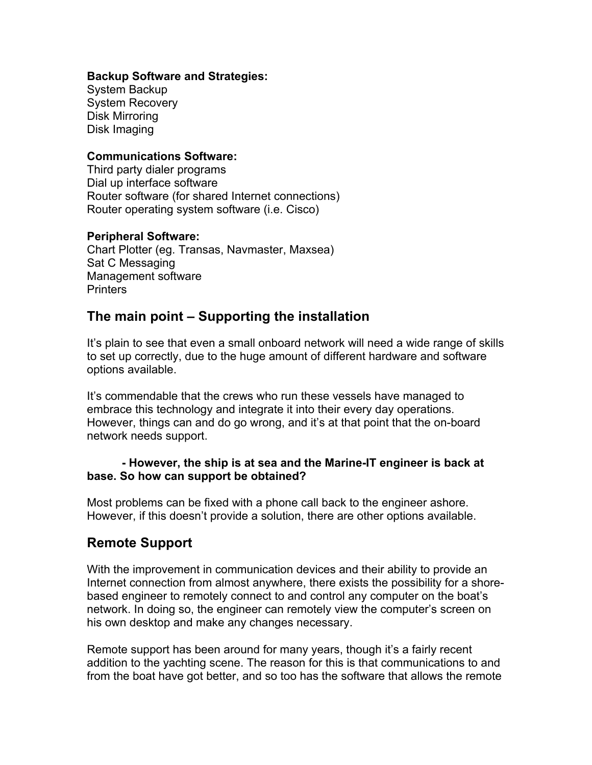**Backup Software and Strategies:**
System Backup
System Recovery
Disk Mirroring
Disk Imaging

**Communications Software:**
Third party dialer programs
Dial up interface software
Router software (for shared Internet connections)
Router operating system software (i.e. Cisco)

**Peripheral Software:**
Chart Plotter (eg. Transas, Navmaster, Maxsea)
Sat C Messaging
Management software
Printers

## The main point – Supporting the installation

It's plain to see that even a small onboard network will need a wide range of skills to set up correctly, due to the huge amount of different hardware and software options available.

It's commendable that the crews who run these vessels have managed to embrace this technology and integrate it into their every day operations. However, things can and do go wrong, and it's at that point that the on-board network needs support.

**- However, the ship is at sea and the Marine-IT engineer is back at base. So how can support be obtained?**

Most problems can be fixed with a phone call back to the engineer ashore. However, if this doesn't provide a solution, there are other options available.

## Remote Support

With the improvement in communication devices and their ability to provide an Internet connection from almost anywhere, there exists the possibility for a shore-based engineer to remotely connect to and control any computer on the boat's network. In doing so, the engineer can remotely view the computer's screen on his own desktop and make any changes necessary.

Remote support has been around for many years, though it's a fairly recent addition to the yachting scene. The reason for this is that communications to and from the boat have got better, and so too has the software that allows the remote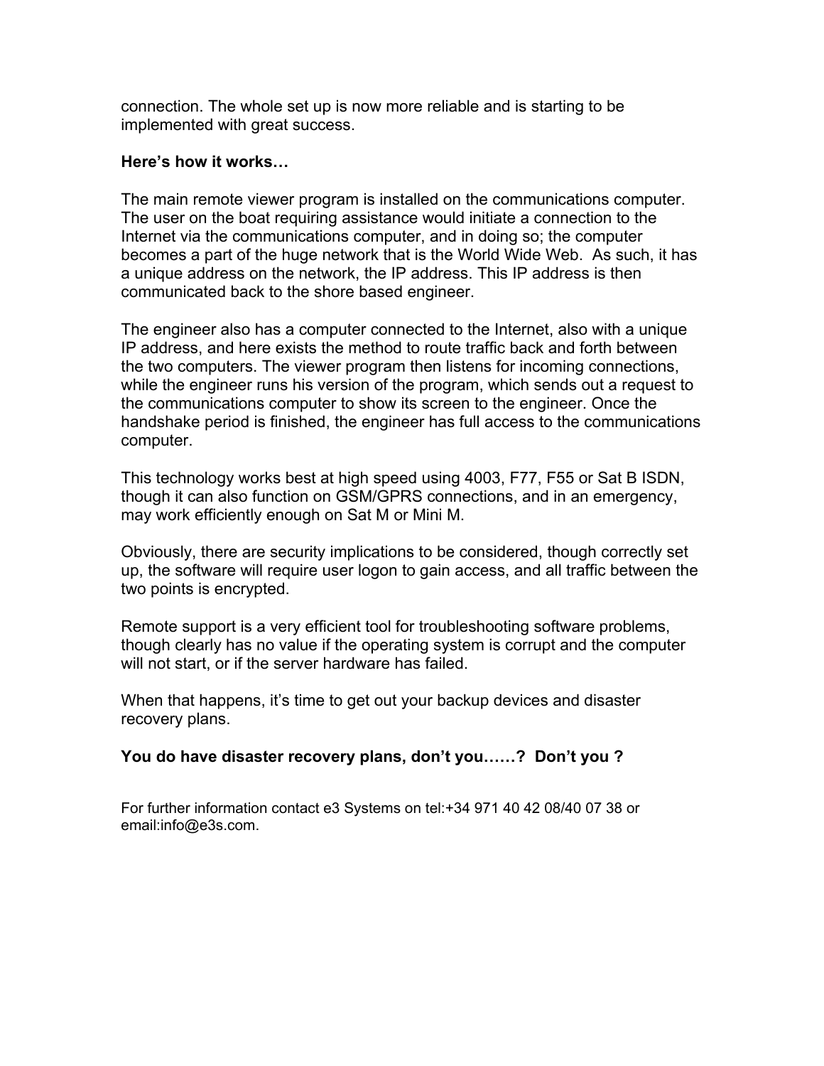connection. The whole set up is now more reliable and is starting to be implemented with great success.

**Here's how it works…**

The main remote viewer program is installed on the communications computer. The user on the boat requiring assistance would initiate a connection to the Internet via the communications computer, and in doing so; the computer becomes a part of the huge network that is the World Wide Web. As such, it has a unique address on the network, the IP address. This IP address is then communicated back to the shore based engineer.

The engineer also has a computer connected to the Internet, also with a unique IP address, and here exists the method to route traffic back and forth between the two computers. The viewer program then listens for incoming connections, while the engineer runs his version of the program, which sends out a request to the communications computer to show its screen to the engineer. Once the handshake period is finished, the engineer has full access to the communications computer.

This technology works best at high speed using 4003, F77, F55 or Sat B ISDN, though it can also function on GSM/GPRS connections, and in an emergency, may work efficiently enough on Sat M or Mini M.

Obviously, there are security implications to be considered, though correctly set up, the software will require user logon to gain access, and all traffic between the two points is encrypted.

Remote support is a very efficient tool for troubleshooting software problems, though clearly has no value if the operating system is corrupt and the computer will not start, or if the server hardware has failed.

When that happens, it's time to get out your backup devices and disaster recovery plans.

**You do have disaster recovery plans, don't you……? Don't you ?**

For further information contact e3 Systems on tel:+34 971 40 42 08/40 07 38 or email:info@e3s.com.